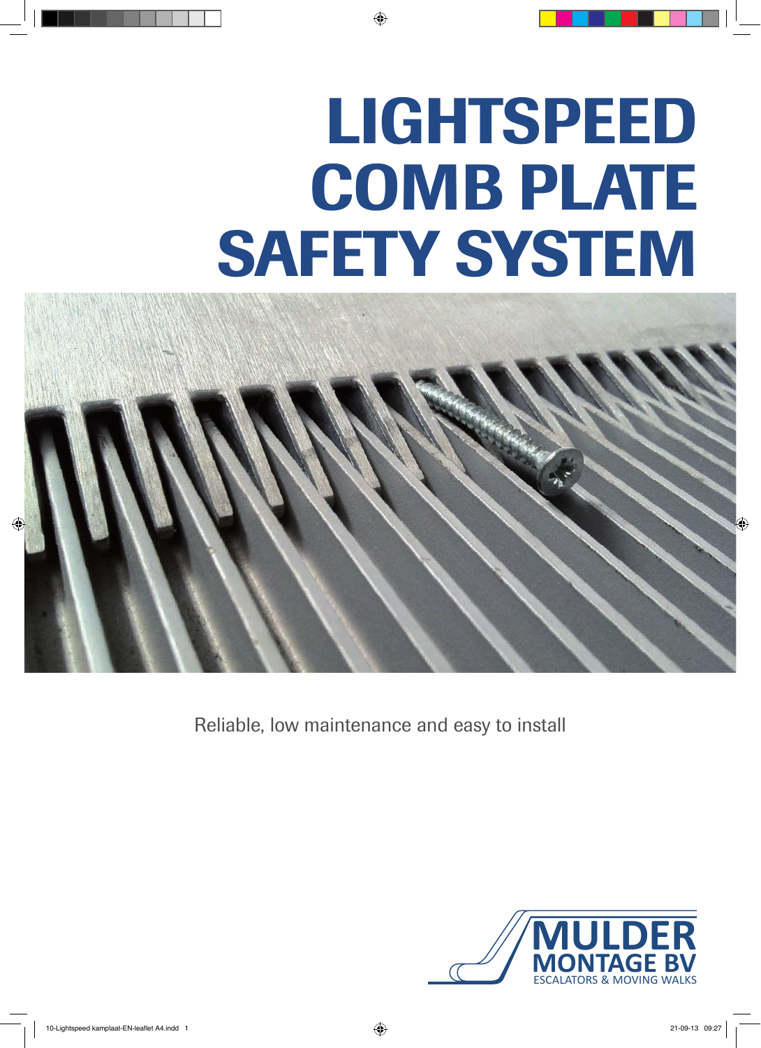# LIGHTSPEED COMB PLATE SAFETY SYSTEM

Reliable, low maintenance and easy to install

MULDER MONTAGE BV
ESCALATORS & MOVING WALKS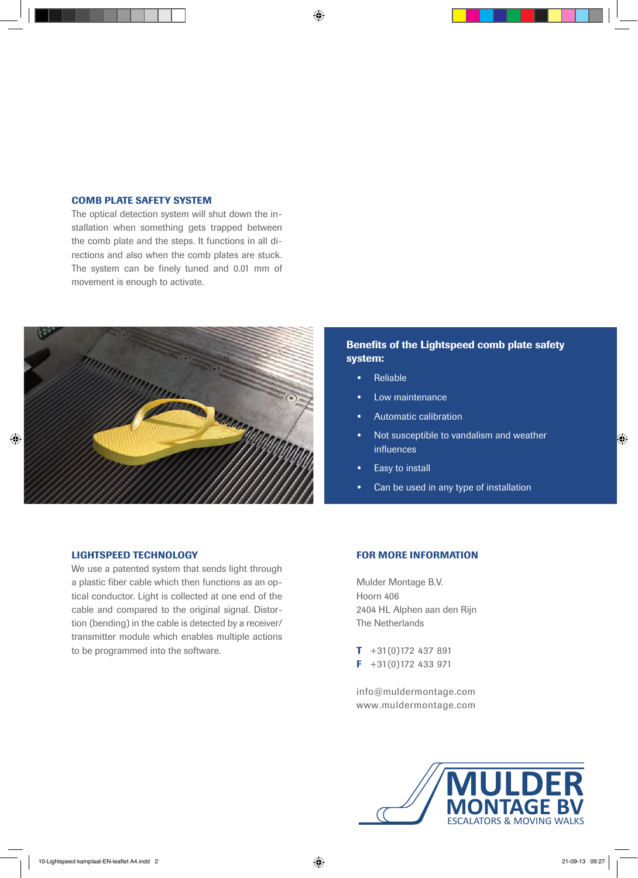## COMB PLATE SAFETY SYSTEM

The optical detection system will shut down the installation when something gets trapped between the comb plate and the steps. It functions in all directions and also when the comb plates are stuck. The system can be finely tuned and 0.01 mm of movement is enough to activate.

**Benefits of the Lightspeed comb plate safety system:**

- Reliable
- Low maintenance
- Automatic calibration
- Not susceptible to vandalism and weather influences
- Easy to install
- Can be used in any type of installation

## LIGHTSPEED TECHNOLOGY

We use a patented system that sends light through a plastic fiber cable which then functions as an optical conductor. Light is collected at one end of the cable and compared to the original signal. Distortion (bending) in the cable is detected by a receiver/transmitter module which enables multiple actions to be programmed into the software.

## FOR MORE INFORMATION

Mulder Montage B.V.
Hoorn 406
2404 HL Alphen aan den Rijn
The Netherlands

**T** +31(0)172 437 891
**F** +31(0)172 433 971

info@muldermontage.com
www.muldermontage.com

MULDER MONTAGE BV
ESCALATORS & MOVING WALKS